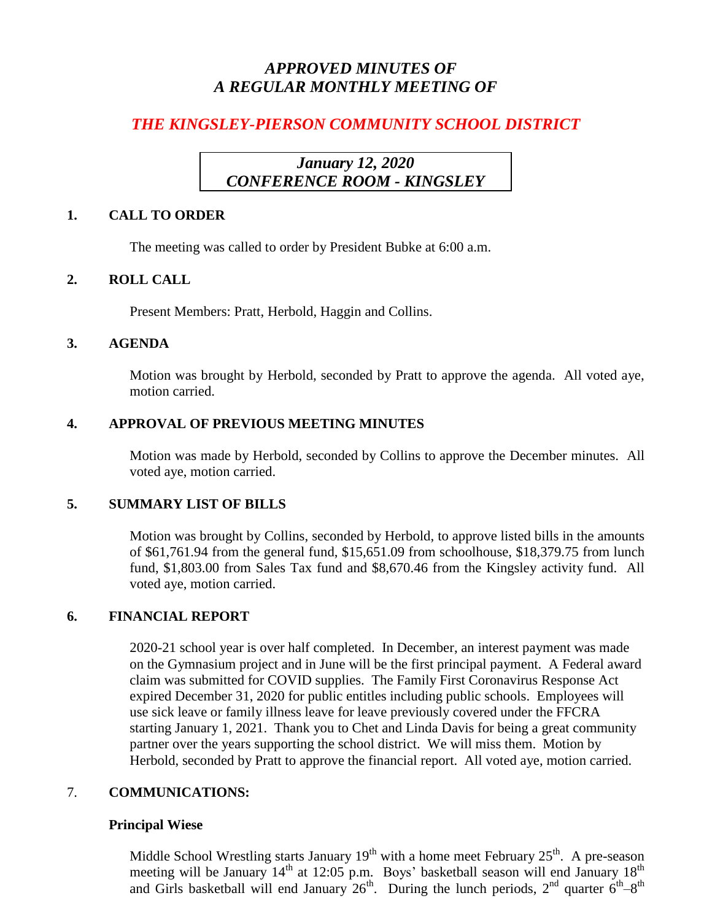# *APPROVED MINUTES OF A REGULAR MONTHLY MEETING OF*

## *THE KINGSLEY-PIERSON COMMUNITY SCHOOL DISTRICT*

***January 12, 2020***
***CONFERENCE ROOM - KINGSLEY***

### 1. CALL TO ORDER

The meeting was called to order by President Bubke at 6:00 a.m.

### 2. ROLL CALL

Present Members: Pratt, Herbold, Haggin and Collins.

### 3. AGENDA

Motion was brought by Herbold, seconded by Pratt to approve the agenda. All voted aye, motion carried.

### 4. APPROVAL OF PREVIOUS MEETING MINUTES

Motion was made by Herbold, seconded by Collins to approve the December minutes. All voted aye, motion carried.

### 5. SUMMARY LIST OF BILLS

Motion was brought by Collins, seconded by Herbold, to approve listed bills in the amounts of $61,761.94 from the general fund, $15,651.09 from schoolhouse, $18,379.75 from lunch fund, $1,803.00 from Sales Tax fund and $8,670.46 from the Kingsley activity fund. All voted aye, motion carried.

### 6. FINANCIAL REPORT

2020-21 school year is over half completed. In December, an interest payment was made on the Gymnasium project and in June will be the first principal payment. A Federal award claim was submitted for COVID supplies. The Family First Coronavirus Response Act expired December 31, 2020 for public entitles including public schools. Employees will use sick leave or family illness leave for leave previously covered under the FFCRA starting January 1, 2021. Thank you to Chet and Linda Davis for being a great community partner over the years supporting the school district. We will miss them. Motion by Herbold, seconded by Pratt to approve the financial report. All voted aye, motion carried.

### 7. COMMUNICATIONS:

**Principal Wiese**

Middle School Wrestling starts January 19th with a home meet February 25th. A pre-season meeting will be January 14th at 12:05 p.m. Boys' basketball season will end January 18th and Girls basketball will end January 26th. During the lunch periods, 2nd quarter 6th–8th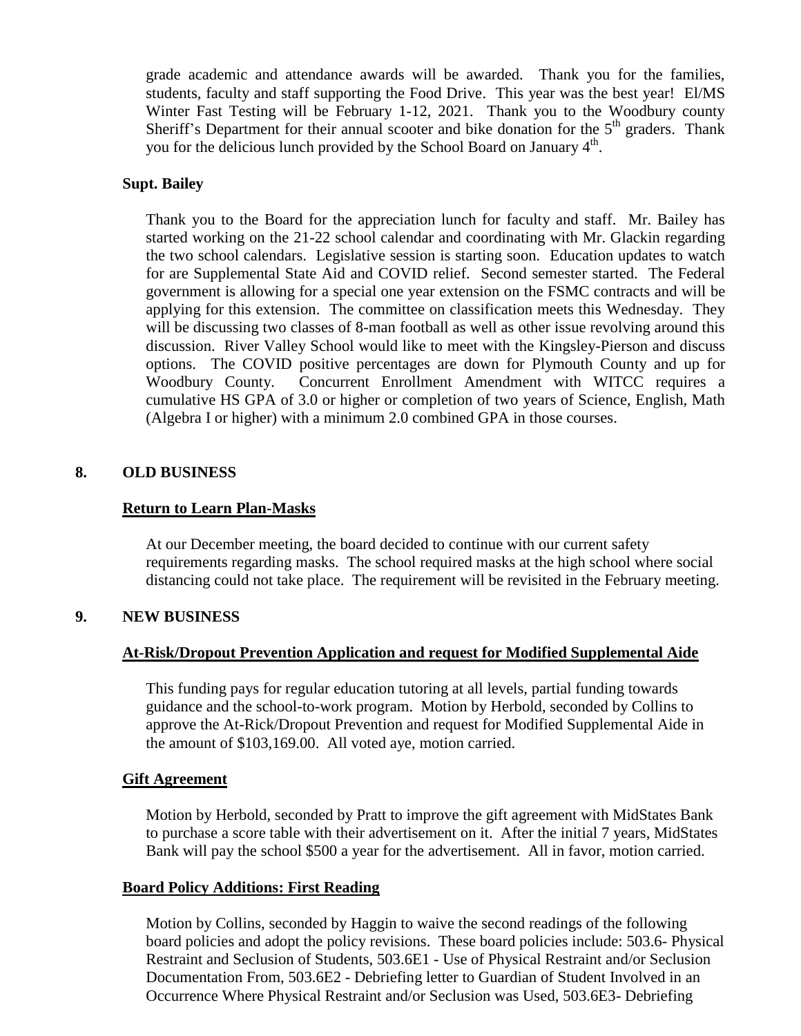grade academic and attendance awards will be awarded. Thank you for the families, students, faculty and staff supporting the Food Drive. This year was the best year! El/MS Winter Fast Testing will be February 1-12, 2021. Thank you to the Woodbury county Sheriff's Department for their annual scooter and bike donation for the 5th graders. Thank you for the delicious lunch provided by the School Board on January 4th.

**Supt. Bailey**

Thank you to the Board for the appreciation lunch for faculty and staff. Mr. Bailey has started working on the 21-22 school calendar and coordinating with Mr. Glackin regarding the two school calendars. Legislative session is starting soon. Education updates to watch for are Supplemental State Aid and COVID relief. Second semester started. The Federal government is allowing for a special one year extension on the FSMC contracts and will be applying for this extension. The committee on classification meets this Wednesday. They will be discussing two classes of 8-man football as well as other issue revolving around this discussion. River Valley School would like to meet with the Kingsley-Pierson and discuss options. The COVID positive percentages are down for Plymouth County and up for Woodbury County. Concurrent Enrollment Amendment with WITCC requires a cumulative HS GPA of 3.0 or higher or completion of two years of Science, English, Math (Algebra I or higher) with a minimum 2.0 combined GPA in those courses.

## 8. OLD BUSINESS

**Return to Learn Plan-Masks**

At our December meeting, the board decided to continue with our current safety requirements regarding masks. The school required masks at the high school where social distancing could not take place. The requirement will be revisited in the February meeting.

## 9. NEW BUSINESS

**At-Risk/Dropout Prevention Application and request for Modified Supplemental Aide**

This funding pays for regular education tutoring at all levels, partial funding towards guidance and the school-to-work program. Motion by Herbold, seconded by Collins to approve the At-Rick/Dropout Prevention and request for Modified Supplemental Aide in the amount of $103,169.00. All voted aye, motion carried.

**Gift Agreement**

Motion by Herbold, seconded by Pratt to improve the gift agreement with MidStates Bank to purchase a score table with their advertisement on it. After the initial 7 years, MidStates Bank will pay the school $500 a year for the advertisement. All in favor, motion carried.

**Board Policy Additions: First Reading**

Motion by Collins, seconded by Haggin to waive the second readings of the following board policies and adopt the policy revisions. These board policies include: 503.6- Physical Restraint and Seclusion of Students, 503.6E1 - Use of Physical Restraint and/or Seclusion Documentation From, 503.6E2 - Debriefing letter to Guardian of Student Involved in an Occurrence Where Physical Restraint and/or Seclusion was Used, 503.6E3- Debriefing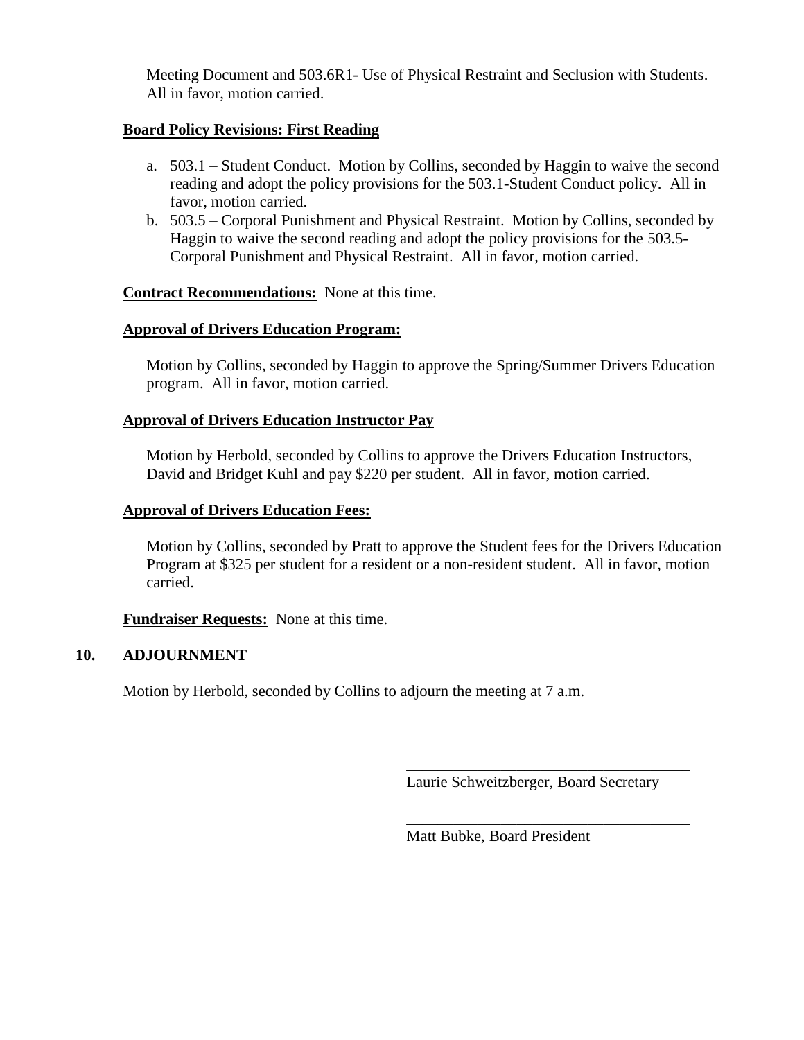Meeting Document and 503.6R1- Use of Physical Restraint and Seclusion with Students. All in favor, motion carried.

**Board Policy Revisions: First Reading**

a. 503.1 – Student Conduct. Motion by Collins, seconded by Haggin to waive the second reading and adopt the policy provisions for the 503.1-Student Conduct policy. All in favor, motion carried.
b. 503.5 – Corporal Punishment and Physical Restraint. Motion by Collins, seconded by Haggin to waive the second reading and adopt the policy provisions for the 503.5-Corporal Punishment and Physical Restraint. All in favor, motion carried.

**Contract Recommendations:** None at this time.

**Approval of Drivers Education Program:**

Motion by Collins, seconded by Haggin to approve the Spring/Summer Drivers Education program. All in favor, motion carried.

**Approval of Drivers Education Instructor Pay**

Motion by Herbold, seconded by Collins to approve the Drivers Education Instructors, David and Bridget Kuhl and pay $220 per student. All in favor, motion carried.

**Approval of Drivers Education Fees:**

Motion by Collins, seconded by Pratt to approve the Student fees for the Drivers Education Program at $325 per student for a resident or a non-resident student. All in favor, motion carried.

**Fundraiser Requests:** None at this time.

## 10. ADJOURNMENT

Motion by Herbold, seconded by Collins to adjourn the meeting at 7 a.m.

\_\_\_\_\_\_\_\_\_\_\_\_\_\_\_\_\_\_\_\_\_\_\_\_\_\_\_\_\_\_\_\_\_\_\_\_
Laurie Schweitzberger, Board Secretary

\_\_\_\_\_\_\_\_\_\_\_\_\_\_\_\_\_\_\_\_\_\_\_\_\_\_\_\_\_\_\_\_\_\_\_\_
Matt Bubke, Board President